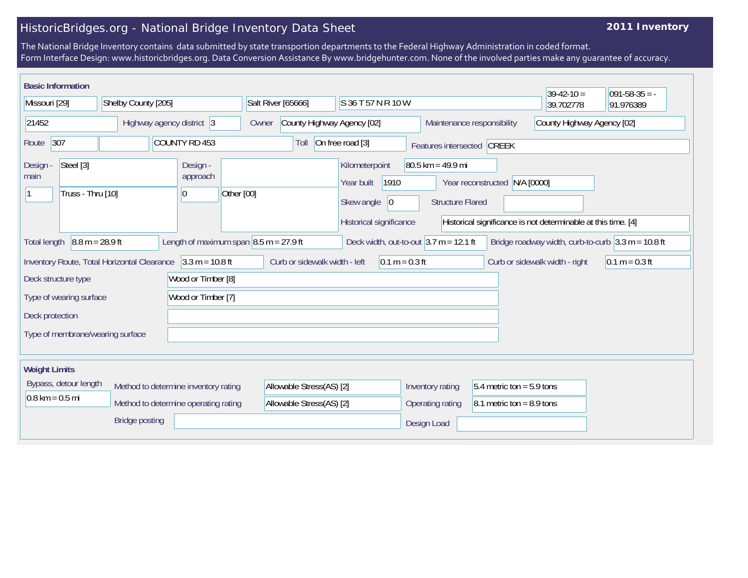# HistoricBridges.org - National Bridge Inventory Data Sheet

**2011 Inventory**

The National Bridge Inventory contains data submitted by state transportion departments to the Federal Highway Administration in coded format.
Form Interface Design: www.historicbridges.org. Data Conversion Assistance By www.bridgehunter.com. None of the involved parties make any guarantee of accuracy.

## Basic Information

| | |
|---|---|
| State | Missouri [29] |
| County | Shelby County [205] |
| Place | Salt River [65666] |
| Location | S 36 T 57 N R 10 W |
| Latitude | 39-42-10 = 39.702778 |
| Longitude | 091-58-35 = -91.976389 |
| Structure number | 21452 |
| Highway agency district | 3 |
| Owner | County Highway Agency [02] |
| Maintenance responsibility | County Highway Agency [02] |
| Route | 307 |
| Facility | COUNTY RD 453 |
| Toll | On free road [3] |
| Features intersected | CREEK |
| Design - main | Steel [3] |
| | 1 — Truss - Thru [10] |
| Design - approach | |
| | 0 — Other [00] |
| Kilometerpoint | 80.5 km = 49.9 mi |
| Year built | 1910 |
| Year reconstructed | N/A [0000] |
| Skew angle | 0 |
| Structure Flared | |
| Historical significance | Historical significance is not determinable at this time. [4] |
| Total length | 8.8 m = 28.9 ft |
| Length of maximum span | 8.5 m = 27.9 ft |
| Deck width, out-to-out | 3.7 m = 12.1 ft |
| Bridge roadway width, curb-to-curb | 3.3 m = 10.8 ft |
| Inventory Route, Total Horizontal Clearance | 3.3 m = 10.8 ft |
| Curb or sidewalk width - left | 0.1 m = 0.3 ft |
| Curb or sidewalk width - right | 0.1 m = 0.3 ft |
| Deck structure type | Wood or Timber [8] |
| Type of wearing surface | Wood or Timber [7] |
| Deck protection | |
| Type of membrane/wearing surface | |

## Weight Limits

| | |
|---|---|
| Bypass, detour length | 0.8 km = 0.5 mi |
| Method to determine inventory rating | Allowable Stress(AS) [2] |
| Method to determine operating rating | Allowable Stress(AS) [2] |
| Inventory rating | 5.4 metric ton = 5.9 tons |
| Operating rating | 8.1 metric ton = 8.9 tons |
| Bridge posting | |
| Design Load | |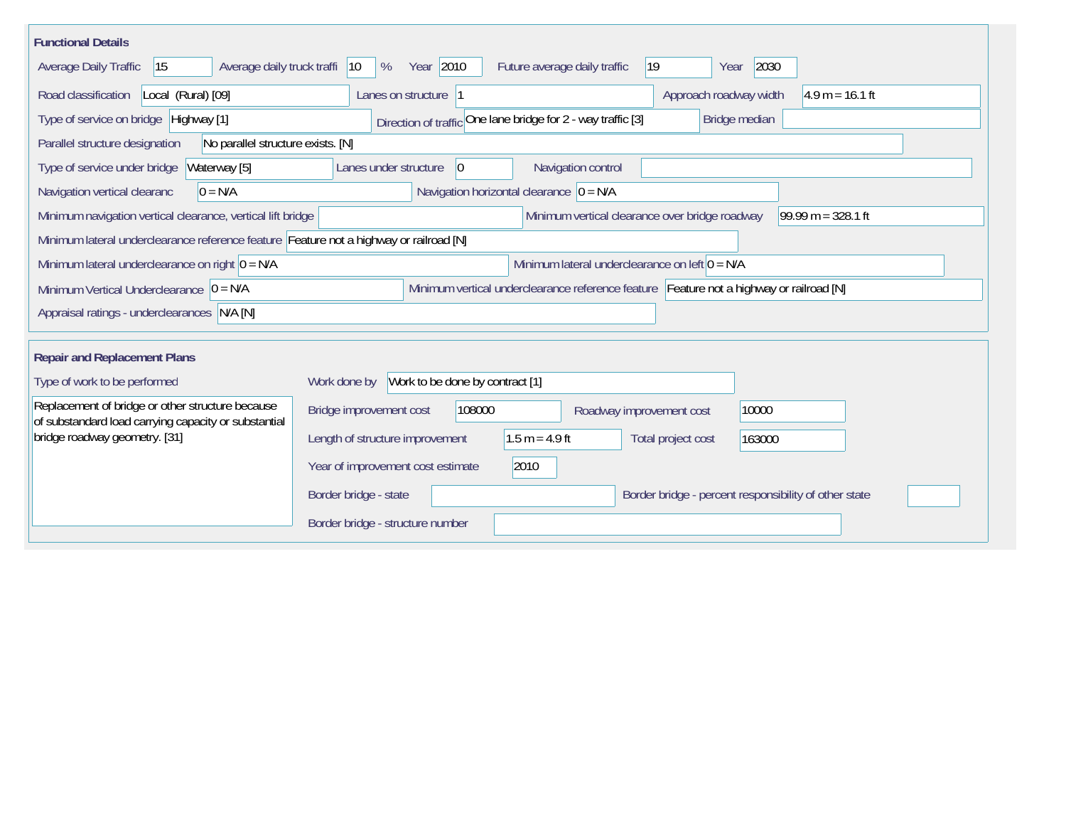## Functional Details

| Field | Value |
|---|---|
| Average Daily Traffic | 15 |
| Average daily truck traffi | 10 % |
| Year | 2010 |
| Future average daily traffic | 19 |
| Year | 2030 |
| Road classification | Local (Rural) [09] |
| Lanes on structure | 1 |
| Approach roadway width | 4.9 m = 16.1 ft |
| Type of service on bridge | Highway [1] |
| Direction of traffic | One lane bridge for 2 - way traffic [3] |
| Bridge median | |
| Parallel structure designation | No parallel structure exists. [N] |
| Type of service under bridge | Waterway [5] |
| Lanes under structure | 0 |
| Navigation control | |
| Navigation vertical clearanc | 0 = N/A |
| Navigation horizontal clearance | 0 = N/A |
| Minimum navigation vertical clearance, vertical lift bridge | |
| Minimum vertical clearance over bridge roadway | 99.99 m = 328.1 ft |
| Minimum lateral underclearance reference feature | Feature not a highway or railroad [N] |
| Minimum lateral underclearance on right | 0 = N/A |
| Minimum lateral underclearance on left | 0 = N/A |
| Minimum Vertical Underclearance | 0 = N/A |
| Minimum vertical underclearance reference feature | Feature not a highway or railroad [N] |
| Appraisal ratings - underclearances | N/A [N] |

## Repair and Replacement Plans

| Field | Value |
|---|---|
| Type of work to be performed | Replacement of bridge or other structure because of substandard load carrying capacity or substantial bridge roadway geometry. [31] |
| Work done by | Work to be done by contract [1] |
| Bridge improvement cost | 108000 |
| Roadway improvement cost | 10000 |
| Length of structure improvement | 1.5 m = 4.9 ft |
| Total project cost | 163000 |
| Year of improvement cost estimate | 2010 |
| Border bridge - state | |
| Border bridge - percent responsibility of other state | |
| Border bridge - structure number | |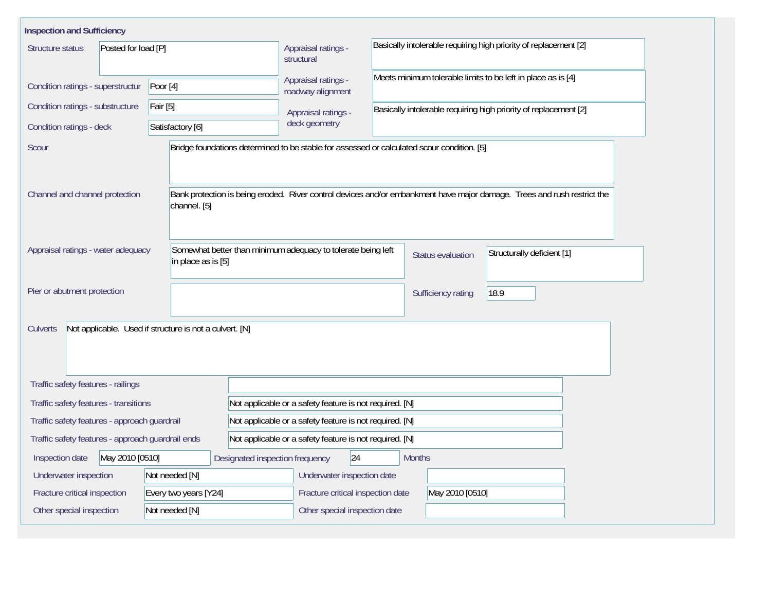## Inspection and Sufficiency

| Field | Value |
|---|---|
| Structure status | Posted for load [P] |
| Appraisal ratings - structural | Basically intolerable requiring high priority of replacement [2] |
| Condition ratings - superstructur | Poor [4] |
| Appraisal ratings - roadway alignment | Meets minimum tolerable limits to be left in place as is [4] |
| Condition ratings - substructure | Fair [5] |
| Appraisal ratings - deck geometry | Basically intolerable requiring high priority of replacement [2] |
| Condition ratings - deck | Satisfactory [6] |
| Scour | Bridge foundations determined to be stable for assessed or calculated scour condition. [5] |
| Channel and channel protection | Bank protection is being eroded. River control devices and/or embankment have major damage. Trees and rush restrict the channel. [5] |
| Appraisal ratings - water adequacy | Somewhat better than minimum adequacy to tolerate being left in place as is [5] |
| Status evaluation | Structurally deficient [1] |
| Pier or abutment protection | |
| Sufficiency rating | 18.9 |
| Culverts | Not applicable. Used if structure is not a culvert. [N] |
| Traffic safety features - railings | |
| Traffic safety features - transitions | Not applicable or a safety feature is not required. [N] |
| Traffic safety features - approach guardrail | Not applicable or a safety feature is not required. [N] |
| Traffic safety features - approach guardrail ends | Not applicable or a safety feature is not required. [N] |
| Inspection date | May 2010 [0510] |
| Designated inspection frequency | 24 Months |
| Underwater inspection | Not needed [N] |
| Underwater inspection date | |
| Fracture critical inspection | Every two years [Y24] |
| Fracture critical inspection date | May 2010 [0510] |
| Other special inspection | Not needed [N] |
| Other special inspection date | |